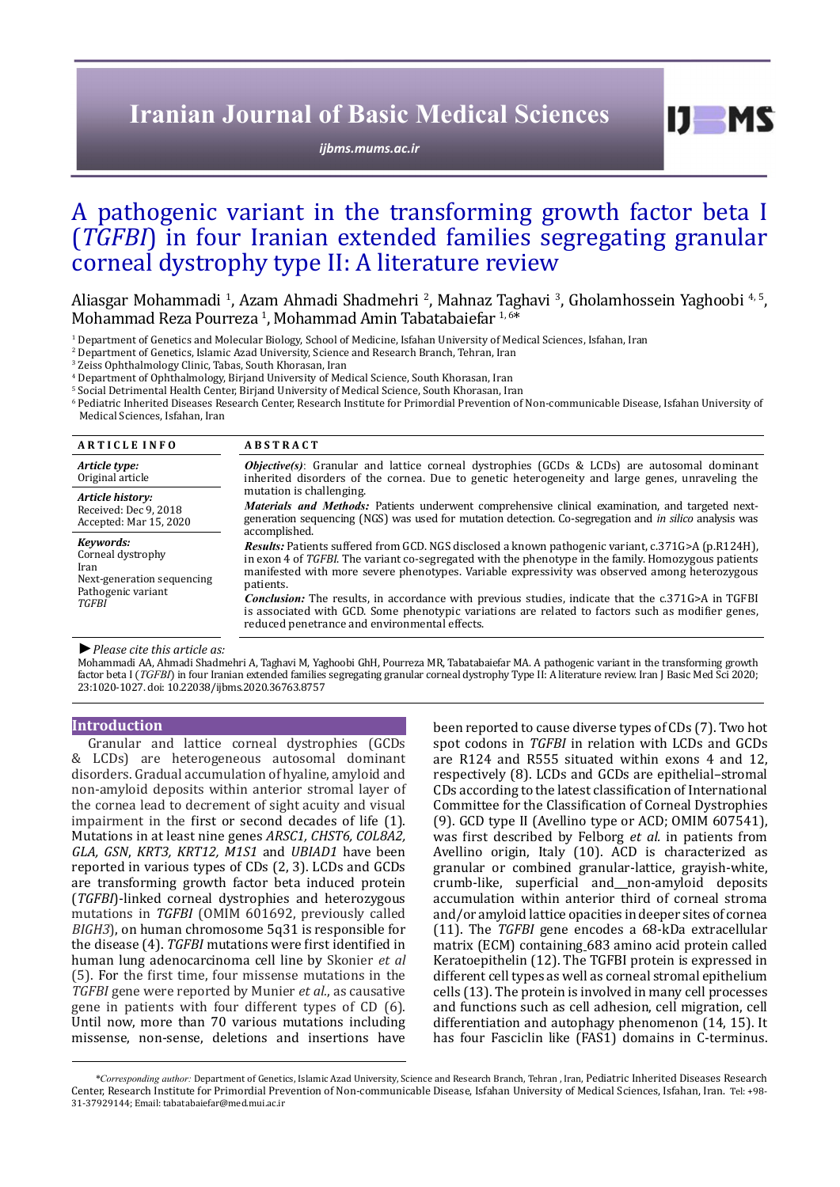# A pathogenic variant in the transforming growth factor beta I (*TGFBI*) in four Iranian extended families segregating granular corneal dystrophy type II: A literature review

Aliasgar Mohammadi [1], Azam Ahmadi Shadmehri [2], Mahnaz Taghavi [3], Gholamhossein Yaghoobi [4, 5], Mohammad Reza Pourreza [1], Mohammad Amin Tabatabaiefar [1, 6*]

[1] Department of Genetics and Molecular Biology, School of Medicine, Isfahan University of Medical Sciences, Isfahan, Iran
[2] Department of Genetics, Islamic Azad University, Science and Research Branch, Tehran, Iran
[3] Zeiss Ophthalmology Clinic, Tabas, South Khorasan, Iran
[4] Department of Ophthalmology, Birjand University of Medical Science, South Khorasan, Iran
[5] Social Detrimental Health Center, Birjand University of Medical Science, South Khorasan, Iran
[6] Pediatric Inherited Diseases Research Center, Research Institute for Primordial Prevention of Non-communicable Disease, Isfahan University of Medical Sciences, Isfahan, Iran

**ARTICLE INFO**

*Article type:*
Original article

*Article history:*
Received: Dec 9, 2018
Accepted: Mar 15, 2020

*Keywords:*
Corneal dystrophy
Iran
Next-generation sequencing
Pathogenic variant
*TGFBI*

**ABSTRACT**

***Objective(s)***: Granular and lattice corneal dystrophies (GCDs & LCDs) are autosomal dominant inherited disorders of the cornea. Due to genetic heterogeneity and large genes, unraveling the mutation is challenging.

***Materials and Methods:*** Patients underwent comprehensive clinical examination, and targeted next-generation sequencing (NGS) was used for mutation detection. Co-segregation and *in silico* analysis was accomplished.

***Results:*** Patients suffered from GCD. NGS disclosed a known pathogenic variant, c.371G>A (p.R124H), in exon 4 of *TGFBI*. The variant co-segregated with the phenotype in the family. Homozygous patients manifested with more severe phenotypes. Variable expressivity was observed among heterozygous patients.

***Conclusion:*** The results, in accordance with previous studies, indicate that the c.371G>A in TGFBI is associated with GCD. Some phenotypic variations are related to factors such as modifier genes, reduced penetrance and environmental effects.

► *Please cite this article as:*
Mohammadi AA, Ahmadi Shadmehri A, Taghavi M, Yaghoobi GhH, Pourreza MR, Tabatabaiefar MA. A pathogenic variant in the transforming growth factor beta I (*TGFBI*) in four Iranian extended families segregating granular corneal dystrophy Type II: A literature review. Iran J Basic Med Sci 2020; 23:1020-1027. doi: 10.22038/ijbms.2020.36763.8757

## Introduction

Granular and lattice corneal dystrophies (GCDs & LCDs) are heterogeneous autosomal dominant disorders. Gradual accumulation of hyaline, amyloid and non-amyloid deposits within anterior stromal layer of the cornea lead to decrement of sight acuity and visual impairment in the first or second decades of life (1). Mutations in at least nine genes *ARSC1, CHST6, COL8A2, GLA, GSN, KRT3, KRT12, M1S1* and *UBIAD1* have been reported in various types of CDs (2, 3). LCDs and GCDs are transforming growth factor beta induced protein (*TGFBI*)-linked corneal dystrophies and heterozygous mutations in *TGFBI* (OMIM 601692, previously called *BIGH3*), on human chromosome 5q31 is responsible for the disease (4). *TGFBI* mutations were first identified in human lung adenocarcinoma cell line by Skonier *et al* (5). For the first time, four missense mutations in the *TGFBI* gene were reported by Munier *et al.*, as causative gene in patients with four different types of CD (6). Until now, more than 70 various mutations including missense, non-sense, deletions and insertions have been reported to cause diverse types of CDs (7). Two hot spot codons in *TGFBI* in relation with LCDs and GCDs are R124 and R555 situated within exons 4 and 12, respectively (8). LCDs and GCDs are epithelial–stromal CDs according to the latest classification of International Committee for the Classification of Corneal Dystrophies (9). GCD type II (Avellino type or ACD; OMIM 607541), was first described by Felborg *et al.* in patients from Avellino origin, Italy (10). ACD is characterized as granular or combined granular-lattice, grayish-white, crumb-like, superficial and non-amyloid deposits accumulation within anterior third of corneal stroma and/or amyloid lattice opacities in deeper sites of cornea (11). The *TGFBI* gene encodes a 68-kDa extracellular matrix (ECM) containing 683 amino acid protein called Keratoepithelin (12). The TGFBI protein is expressed in different cell types as well as corneal stromal epithelium cells (13). The protein is involved in many cell processes and functions such as cell adhesion, cell migration, cell differentiation and autophagy phenomenon (14, 15). It has four Fasciclin like (FAS1) domains in C-terminus.

*\*Corresponding author:* Department of Genetics, Islamic Azad University, Science and Research Branch, Tehran , Iran, Pediatric Inherited Diseases Research Center, Research Institute for Primordial Prevention of Non-communicable Disease, Isfahan University of Medical Sciences, Isfahan, Iran. Tel: +98-31-37929144; Email: tabatabaiefar@med.mui.ac.ir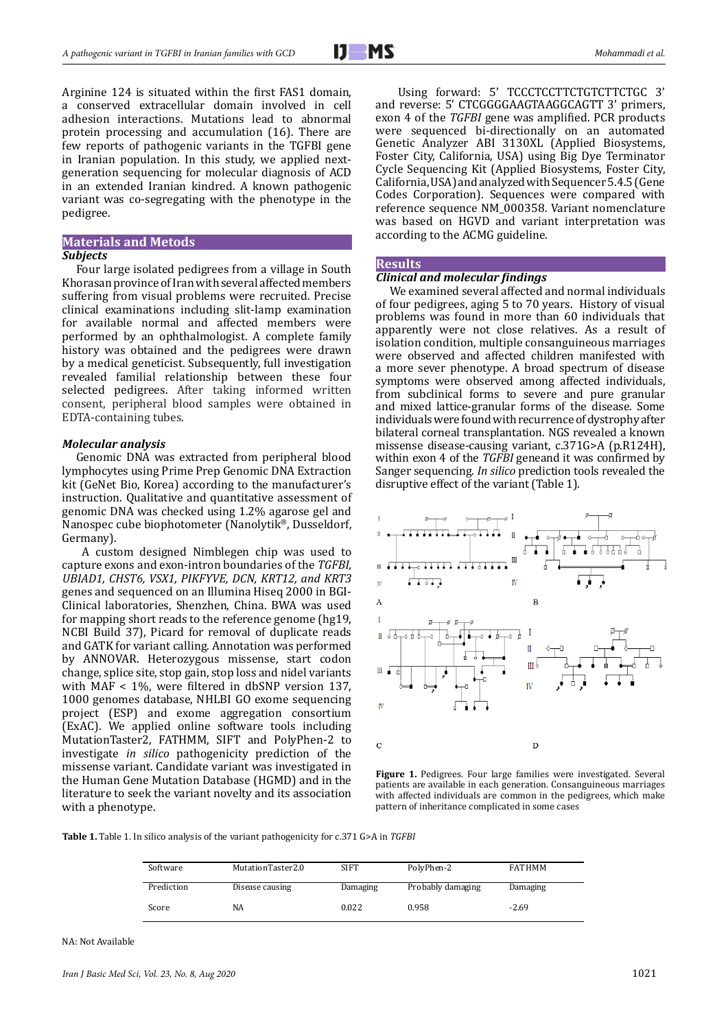Arginine 124 is situated within the first FAS1 domain, a conserved extracellular domain involved in cell adhesion interactions. Mutations lead to abnormal protein processing and accumulation (16). There are few reports of pathogenic variants in the TGFBI gene in Iranian population. In this study, we applied next-generation sequencing for molecular diagnosis of ACD in an extended Iranian kindred. A known pathogenic variant was co-segregating with the phenotype in the pedigree.

## Materials and Metods

### *Subjects*

Four large isolated pedigrees from a village in South Khorasan province of Iran with several affected members suffering from visual problems were recruited. Precise clinical examinations including slit-lamp examination for available normal and affected members were performed by an ophthalmologist. A complete family history was obtained and the pedigrees were drawn by a medical geneticist. Subsequently, full investigation revealed familial relationship between these four selected pedigrees. After taking informed written consent, peripheral blood samples were obtained in EDTA-containing tubes.

### *Molecular analysis*

Genomic DNA was extracted from peripheral blood lymphocytes using Prime Prep Genomic DNA Extraction kit (GeNet Bio, Korea) according to the manufacturer's instruction. Qualitative and quantitative assessment of genomic DNA was checked using 1.2% agarose gel and Nanospec cube biophotometer (Nanolytik®, Dusseldorf, Germany).

A custom designed Nimblegen chip was used to capture exons and exon-intron boundaries of the *TGFBI, UBIAD1, CHST6, VSX1, PIKFYVE, DCN, KRT12, and KRT3* genes and sequenced on an Illumina Hiseq 2000 in BGI-Clinical laboratories, Shenzhen, China. BWA was used for mapping short reads to the reference genome (hg19, NCBI Build 37), Picard for removal of duplicate reads and GATK for variant calling. Annotation was performed by ANNOVAR. Heterozygous missense, start codon change, splice site, stop gain, stop loss and nidel variants with MAF < 1%, were filtered in dbSNP version 137, 1000 genomes database, NHLBI GO exome sequencing project (ESP) and exome aggregation consortium (ExAC). We applied online software tools including MutationTaster2, FATHMM, SIFT and PolyPhen-2 to investigate *in silico* pathogenicity prediction of the missense variant. Candidate variant was investigated in the Human Gene Mutation Database (HGMD) and in the literature to seek the variant novelty and its association with a phenotype.

Using forward: 5' TCCCTCCTTCTGTCTTCTGC 3' and reverse: 5' CTCGGGGAAGTAAGGCAGTT 3' primers, exon 4 of the *TGFBI* gene was amplified. PCR products were sequenced bi-directionally on an automated Genetic Analyzer ABI 3130XL (Applied Biosystems, Foster City, California, USA) using Big Dye Terminator Cycle Sequencing Kit (Applied Biosystems, Foster City, California, USA) and analyzed with Sequencer 5.4.5 (Gene Codes Corporation). Sequences were compared with reference sequence NM_000358. Variant nomenclature was based on HGVD and variant interpretation was according to the ACMG guideline.

## Results

### *Clinical and molecular findings*

We examined several affected and normal individuals of four pedigrees, aging 5 to 70 years. History of visual problems was found in more than 60 individuals that apparently were not close relatives. As a result of isolation condition, multiple consanguineous marriages were observed and affected children manifested with a more sever phenotype. A broad spectrum of disease symptoms were observed among affected individuals, from subclinical forms to severe and pure granular and mixed lattice-granular forms of the disease. Some individuals were found with recurrence of dystrophy after bilateral corneal transplantation. NGS revealed a known missense disease-causing variant, c.371G>A (p.R124H), within exon 4 of the *TGFBI* geneand it was confirmed by Sanger sequencing. *In silico* prediction tools revealed the disruptive effect of the variant (Table 1).

**Figure 1.** Pedigrees. Four large families were investigated. Several patients are available in each generation. Consanguineous marriages with affected individuals are common in the pedigrees, which make pattern of inheritance complicated in some cases

**Table 1.** Table 1. In silico analysis of the variant pathogenicity for c.371 G>A in *TGFBI*

| Software | MutationTaster2.0 | SIFT | PolyPhen-2 | FATHMM |
|---|---|---|---|---|
| Prediction | Disease causing | Damaging | Probably damaging | Damaging |
| Score | NA | 0.022 | 0.958 | -2.69 |

NA: Not Available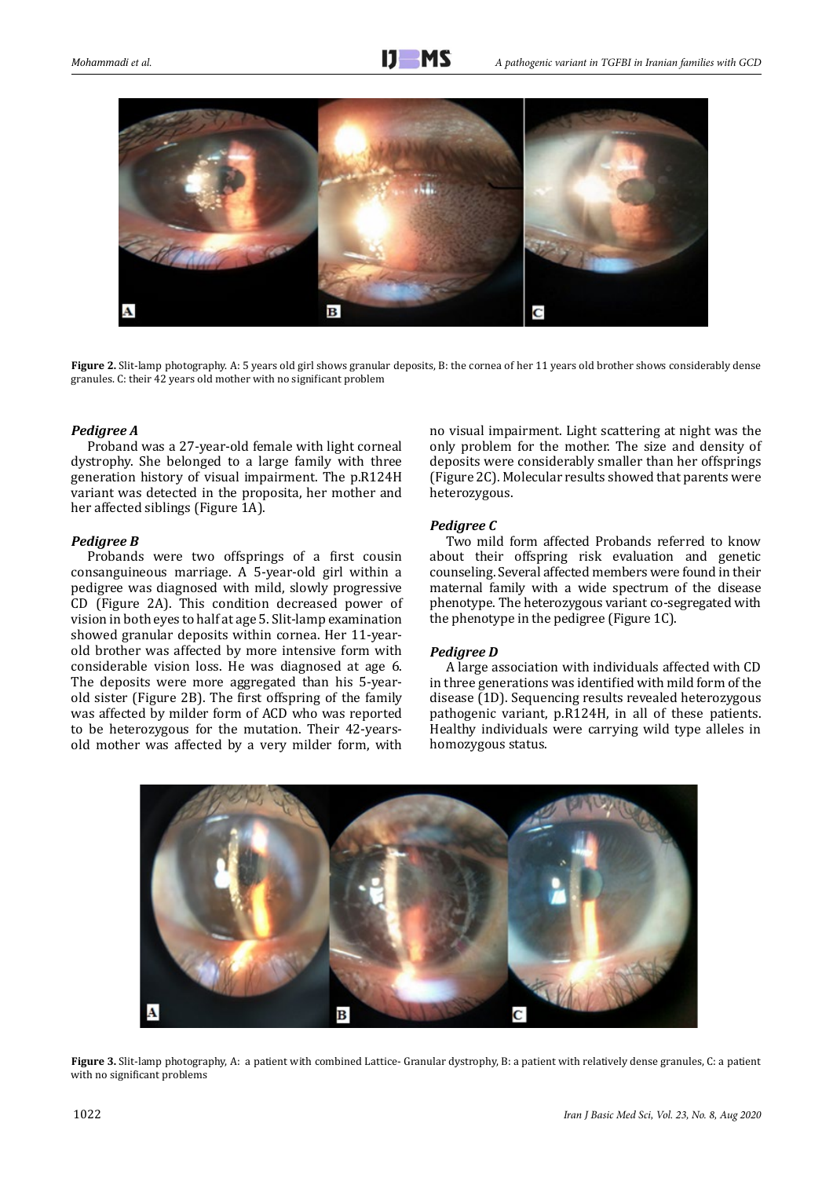**Figure 2.** Slit-lamp photography. A: 5 years old girl shows granular deposits, B: the cornea of her 11 years old brother shows considerably dense granules. C: their 42 years old mother with no significant problem

### *Pedigree A*

Proband was a 27-year-old female with light corneal dystrophy. She belonged to a large family with three generation history of visual impairment. The p.R124H variant was detected in the proposita, her mother and her affected siblings (Figure 1A).

### *Pedigree B*

Probands were two offsprings of a first cousin consanguineous marriage. A 5-year-old girl within a pedigree was diagnosed with mild, slowly progressive CD (Figure 2A). This condition decreased power of vision in both eyes to half at age 5. Slit-lamp examination showed granular deposits within cornea. Her 11-year-old brother was affected by more intensive form with considerable vision loss. He was diagnosed at age 6. The deposits were more aggregated than his 5-year-old sister (Figure 2B). The first offspring of the family was affected by milder form of ACD who was reported to be heterozygous for the mutation. Their 42-years-old mother was affected by a very milder form, with no visual impairment. Light scattering at night was the only problem for the mother. The size and density of deposits were considerably smaller than her offsprings (Figure 2C). Molecular results showed that parents were heterozygous.

### *Pedigree C*

Two mild form affected Probands referred to know about their offspring risk evaluation and genetic counseling. Several affected members were found in their maternal family with a wide spectrum of the disease phenotype. The heterozygous variant co-segregated with the phenotype in the pedigree (Figure 1C).

### *Pedigree D*

A large association with individuals affected with CD in three generations was identified with mild form of the disease (1D). Sequencing results revealed heterozygous pathogenic variant, p.R124H, in all of these patients. Healthy individuals were carrying wild type alleles in homozygous status.

**Figure 3.** Slit-lamp photography, A: a patient with combined Lattice- Granular dystrophy, B: a patient with relatively dense granules, C: a patient with no significant problems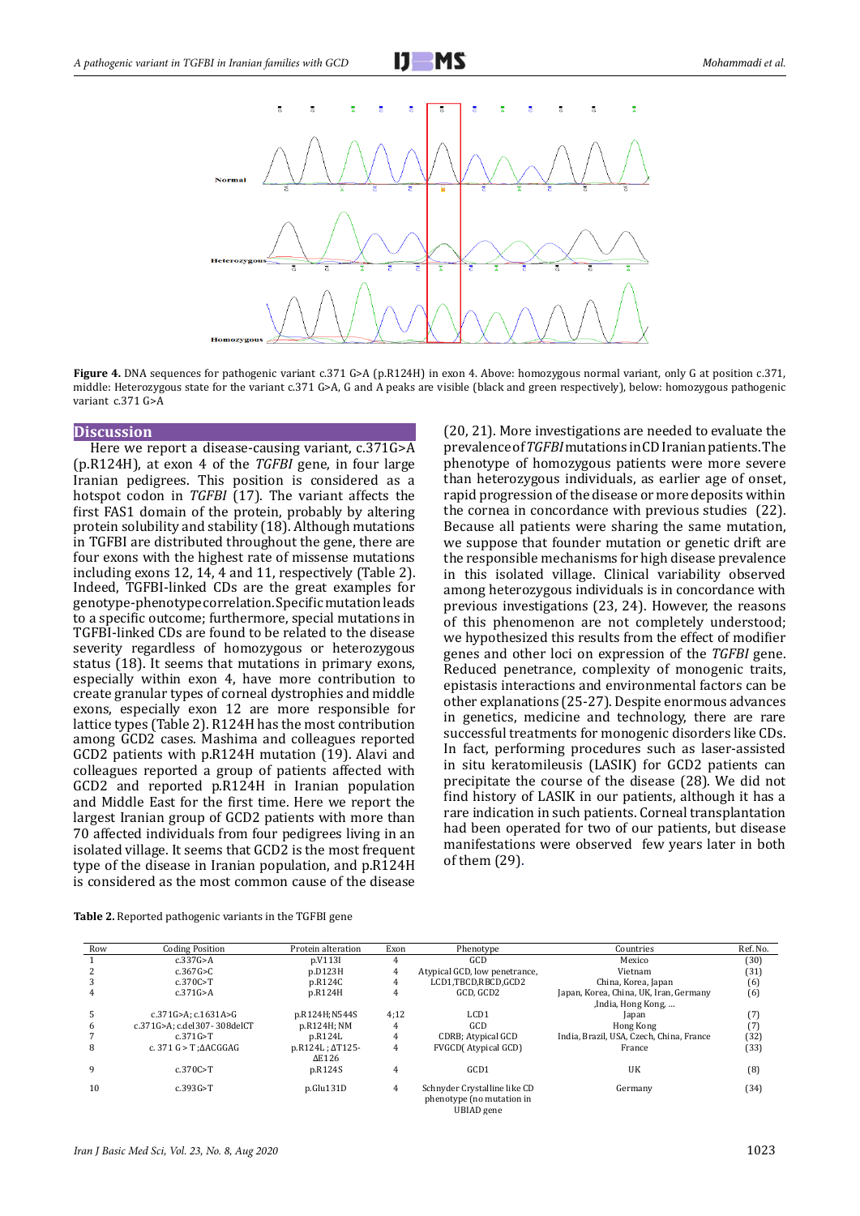**Figure 4.** DNA sequences for pathogenic variant c.371 G>A (p.R124H) in exon 4. Above: homozygous normal variant, only G at position c.371, middle: Heterozygous state for the variant c.371 G>A, G and A peaks are visible (black and green respectively), below: homozygous pathogenic variant c.371 G>A

## Discussion

Here we report a disease-causing variant, c.371G>A (p.R124H), at exon 4 of the *TGFBI* gene, in four large Iranian pedigrees. This position is considered as a hotspot codon in *TGFBI* (17). The variant affects the first FAS1 domain of the protein, probably by altering protein solubility and stability (18). Although mutations in TGFBI are distributed throughout the gene, there are four exons with the highest rate of missense mutations including exons 12, 14, 4 and 11, respectively (Table 2). Indeed, TGFBI-linked CDs are the great examples for genotype-phenotype correlation. Specific mutation leads to a specific outcome; furthermore, special mutations in TGFBI-linked CDs are found to be related to the disease severity regardless of homozygous or heterozygous status (18). It seems that mutations in primary exons, especially within exon 4, have more contribution to create granular types of corneal dystrophies and middle exons, especially exon 12 are more responsible for lattice types (Table 2). R124H has the most contribution among GCD2 cases. Mashima and colleagues reported GCD2 patients with p.R124H mutation (19). Alavi and colleagues reported a group of patients affected with GCD2 and reported p.R124H in Iranian population and Middle East for the first time. Here we report the largest Iranian group of GCD2 patients with more than 70 affected individuals from four pedigrees living in an isolated village. It seems that GCD2 is the most frequent type of the disease in Iranian population, and p.R124H is considered as the most common cause of the disease (20, 21). More investigations are needed to evaluate the prevalence of *TGFBI* mutations in CD Iranian patients. The phenotype of homozygous patients were more severe than heterozygous individuals, as earlier age of onset, rapid progression of the disease or more deposits within the cornea in concordance with previous studies (22). Because all patients were sharing the same mutation, we suppose that founder mutation or genetic drift are the responsible mechanisms for high disease prevalence in this isolated village. Clinical variability observed among heterozygous individuals is in concordance with previous investigations (23, 24). However, the reasons of this phenomenon are not completely understood; we hypothesized this results from the effect of modifier genes and other loci on expression of the *TGFBI* gene. Reduced penetrance, complexity of monogenic traits, epistasis interactions and environmental factors can be other explanations (25-27). Despite enormous advances in genetics, medicine and technology, there are rare successful treatments for monogenic disorders like CDs. In fact, performing procedures such as laser-assisted in situ keratomileusis (LASIK) for GCD2 patients can precipitate the course of the disease (28). We did not find history of LASIK in our patients, although it has a rare indication in such patients. Corneal transplantation had been operated for two of our patients, but disease manifestations were observed few years later in both of them (29).

**Table 2.** Reported pathogenic variants in the TGFBI gene

| Row | Coding Position | Protein alteration | Exon | Phenotype | Countries | Ref. No. |
|---|---|---|---|---|---|---|
| 1 | c.337G>A | p.V113I | 4 | GCD | Mexico | (30) |
| 2 | c.367G>C | p.D123H | 4 | Atypical GCD, low penetrance, | Vietnam | (31) |
| 3 | c.370C>T | p.R124C | 4 | LCD1,TBCD,RBCD,GCD2 | China, Korea, Japan | (6) |
| 4 | c.371G>A | p.R124H | 4 | GCD, GCD2 | Japan, Korea, China, UK, Iran, Germany ,India, Hong Kong, … | (6) |
| 5 | c.371G>A; c.1631A>G | p.R124H; N544S | 4;12 | LCD1 | Japan | (7) |
| 6 | c.371G>A; c.del307- 308delCT | p.R124H; NM | 4 | GCD | Hong Kong | (7) |
| 7 | c.371G>T | p.R124L | 4 | CDRB; Atypical GCD | India, Brazil, USA, Czech, China, France | (32) |
| 8 | c. 371 G > T ;ΔACGGAG | p.R124L ; ΔT125-ΔE126 | 4 | FVGCD( Atypical GCD) | France | (33) |
| 9 | c.370C>T | p.R124S | 4 | GCD1 | UK | (8) |
| 10 | c.393G>T | p.Glu131D | 4 | Schnyder Crystalline like CD phenotype (no mutation in UBIAD gene | Germany | (34) |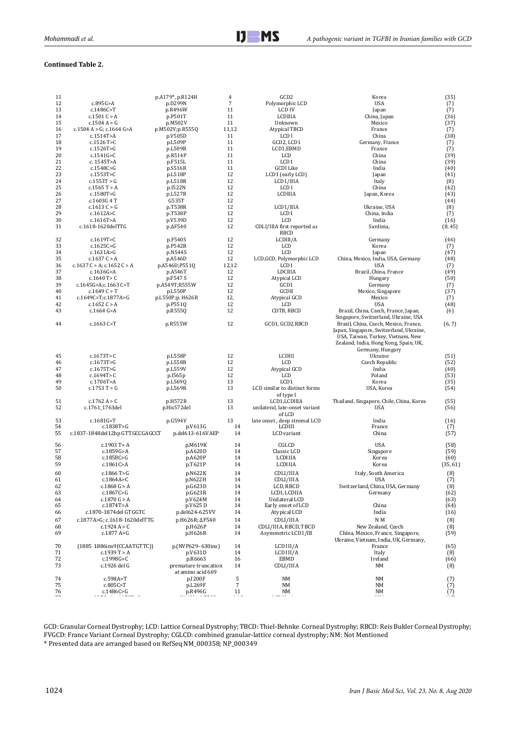**Continued Table 2.**

| | | | | | | |
|---|---|---|---|---|---|---|
| 11 | | p.A179*, p.R124H | 4 | GCD2 | Korea | (35) |
| 12 | c.895G>A | p.D299N | 7 | Polymorphic LCD | USA | (7) |
| 13 | c.1486C>T | p.R496W | 11 | LCD IV | Japan | (7) |
| 14 | c.1501 C > A | p.P501T | 11 | LCDIIIA | China, Japan | (36) |
| 15 | c.1504 A > G | p.M502V | 11 | Unknown | Mexico | (37) |
| 16 | c.1504 A > G; c.1664 G>A | p.M502V;p.R555Q | 11,12 | Atypical TBCD | France | (7) |
| 17 | c.1514T>A | p.V505D | 11 | LCD I | China | (38) |
| 18 | c.1526 T>C | p.L509P | 11 | GCD2, LCD1 | Germany, France | (7) |
| 19 | c.1526T>G | p.L509R | 11 | LCD1,EBMD | France | (7) |
| 20 | c.1541G>C | p.R514P | 11 | LCD | China | (39) |
| 21 | c. 1545T>A | p.F515L | 11 | LCD1 | China | (39) |
| 22 | c.1548C>G | p.S516R | 11 | GCDI Like | India | (40) |
| 23 | c.1553T>C | p.L518P | 12 | LCD1 (early LCD) | Japan | (41) |
| 24 | c.1553T > G | p.L518R | 12 | LCD1/IIIA | Italy | (8) |
| 25 | c.1565 T > A | p.I522N | 12 | LCD I | China | (42) |
| 26 | c.1580T>G | p.L527R | 12 | LCDIIIA | Japan, Korea | (43) |
| 27 | c.1603G 4 T | G535T | 12 | | | (44) |
| 28 | c.1613 C > G | p.T538R | 12 | LCD1/IIIA | Ukraine, USA | (8) |
| 29 | c.1612A>C | p.T538P | 12 | LCD1 | China, India | (7) |
| 30 | c.1616T>A | p.V539D | 12 | LCD | India | (16) |
| 31 | c.1618-1620delTTG | p.ΔF540 | 12 | CDLI/IIIA first reported as RBCD | Sardinia, | (8, 45) |
| 32 | c.1619T>C | p.F540S | 12 | LCDIII/A | Germany | (46) |
| 33 | c.1625C>G | p.P542R | 12 | LCD | Korea | (7) |
| 34 | c.1631A>G | p.N544S | 12 | LCD | Japan | (47) |
| 35 | c.1637 C > A | p.A546D | 12 | LCD,GCD, Polymorphic LCD | China, Mexico, India, USA, Germany | (48) |
| 36 | c.1637 C > A; c.1652 C > A | p.A546D;P551Q | 12,12 | LCD1 | USA | (7) |
| 37 | c.1636G>A | p.A546T | 12 | LDCIIIA | Brazil, China, France | (49) |
| 38 | c.1640 T> C | p.F547 S | 12 | Atypical LCD | Hungary | (50) |
| 39 | c.1645G>A;c.1663 C>T | p.A549T;R555W | 12 | GCD1 | Germany | (7) |
| 40 | c.1649 C > T | p.L550P | 12 | GCDII | Mexico, Singapore | (37) |
| 41 | c.1649C>T;c.1877A>G | p.L550P;p. H626R | 12, | Atypical GCD | Mexico | (7) |
| 42 | c.1652 C > A | p.P551Q | 12 | LCD | USA | (48) |
| 43 | c.1664 G>A | p.R555Q | 12 | CDTB, RBCD | Brazil, China, Czech, France, Japan, Singapore, Switzerland, Ukraine, USA | (6) |
| 44 | c.1663 C>T | p.R555W | 12 | GCD1, GCD2,RBCD | Brazil, China, Czech, Mexico, France, Japan, Singapore, Switzerland, Ukraine, USA, Taiwan, Turkey, Vietnam, New Zealand, India, Hong Kong, Spain, UK, Germany, Hungary | (6, 7) |
| 45 | c.1673T> C | p.L558P | 12 | LCDIII | Ukraine | (51) |
| 46 | c.1673T>G | p.L558R | 12 | LCD | Czech Republic | (52) |
| 47 | c.1675T>G | p.L559V | 12 | Atypical GCD | India | (40) |
| 48 | c.1694T> C | p.I565p | 12 | LCD | Poland | (53) |
| 49 | c.1706T>A | p.L569Q | 13 | LCD1 | Korea | (35) |
| 50 | c.1753 T > G | p.L569R | 13 | LCD similar to distinct forms of type I | USA, Korea | (54) |
| 51 | c.1762 A > C | p.H572R | 13 | LCD1,LCDIIIA | Thailand, Singapore, Chile, China, Korea | (55) |
| 52 | c.1761_1763del | p.His572del | 13 | unilateral, late-onset variant of LCD | USA | (56) |
| 53 | c.1681G>T | p.G594V | 13 | late onset , deep stromal LCD | India | (16) |
| 54 | c.1838T>G | p.V613G | 14 | LCDIII | France | (7) |
| 55 | c.1837-1848del12bp GTTGCCGAGCCT | p.del613-616VAEP | 14 | LCD variant | China | (57) |
| 56 | c.1903 T> A | p.M619K | 14 | CGLCD | USA | (58) |
| 57 | c.1859G>A | p.A620D | 14 | Classic LCD | Singapore | (59) |
| 58 | c.1858C>G | p.A620P | 14 | LCDIIIA | Korea | (60) |
| 59 | c.1861C>A | p.T621P | 14 | LCDIIIA | Korea | (35, 61) |
| 60 | c.1866 T>G | p.N622K | 14 | CDLI/IIIA | Italy, South America | (8) |
| 61 | c.1864A>C | p.N622H | 14 | CDLI/IIIA | USA | (7) |
| 62 | c.1868 G > A | p.G623D | 14 | LCD, RBCD | Switzerland, China, USA, Germany | (8) |
| 63 | c.1867C>G | p.G623R | 14 | LCDI, LCDIIA | Germany | (62) |
| 64 | c.1870 G > A | p.V624M | 14 | Unilateral LCD | | (63) |
| 65 | c.1874T>A | p.V625 D | 14 | Early onset of LCD | China | (64) |
| 66 | c.1870-1874del GTGGTC | p.del624-625VV | 14 | Atypical LCD | India | (16) |
| 67 | c.1877A>G; c.1618-1620delTTG | p.H626R; ΔF540 | 14 | CDLI/IIIA | N M | (8) |
| 68 | c.1924 A > C | p.H626P | 14 | CDLI/IIIA, RBCD, TBCD | New Zealand, Czech | (8) |
| 69 | c.1877 A>G | p.H626R | 14 | Asymmetric LCD I/III | China, Mexico, France, Singapore, Ukraine, Vietnam, India, UK, Germany, | (59) |
| 70 | (1885 1886ins9(CCAATGTTC)) | p.(NVP629–630ins) | 14 | LCDIII/A | France | (65) |
| 71 | c.1939 T > A | p.V631D | 14 | LCDIII/A | Italy | (8) |
| 72 | c.1998G>C | p.R666S | 16 | EBMD | Ireland | (66) |
| 73 | c.1926 del G | premature truncation at amino acid 669 | 14 | CDLI/IIIA | NM | (8) |
| 74 | c.598A>T | p.I200F | 5 | NM | NM | (7) |
| 75 | c.805C>T | p.L269F | 7 | NM | NM | (7) |
| 76 | c.1486C>G | p.R496G | 11 | NM | NM | (7) |

GCD: Granular Corneal Dystrophy; LCD: Lattice Corneal Dystrophy; TBCD: Thiel-Behnke Corneal Dystrophy; RBCD: Reis Bukler Corneal Dystrophy; FVGCD: France Variant Corneal Dystrophy; CGLCD: combined granular-lattice corneal dystrophy; NM: Not Mentioned

\* Presented data are arranged based on RefSeq NM_000358; NP_000349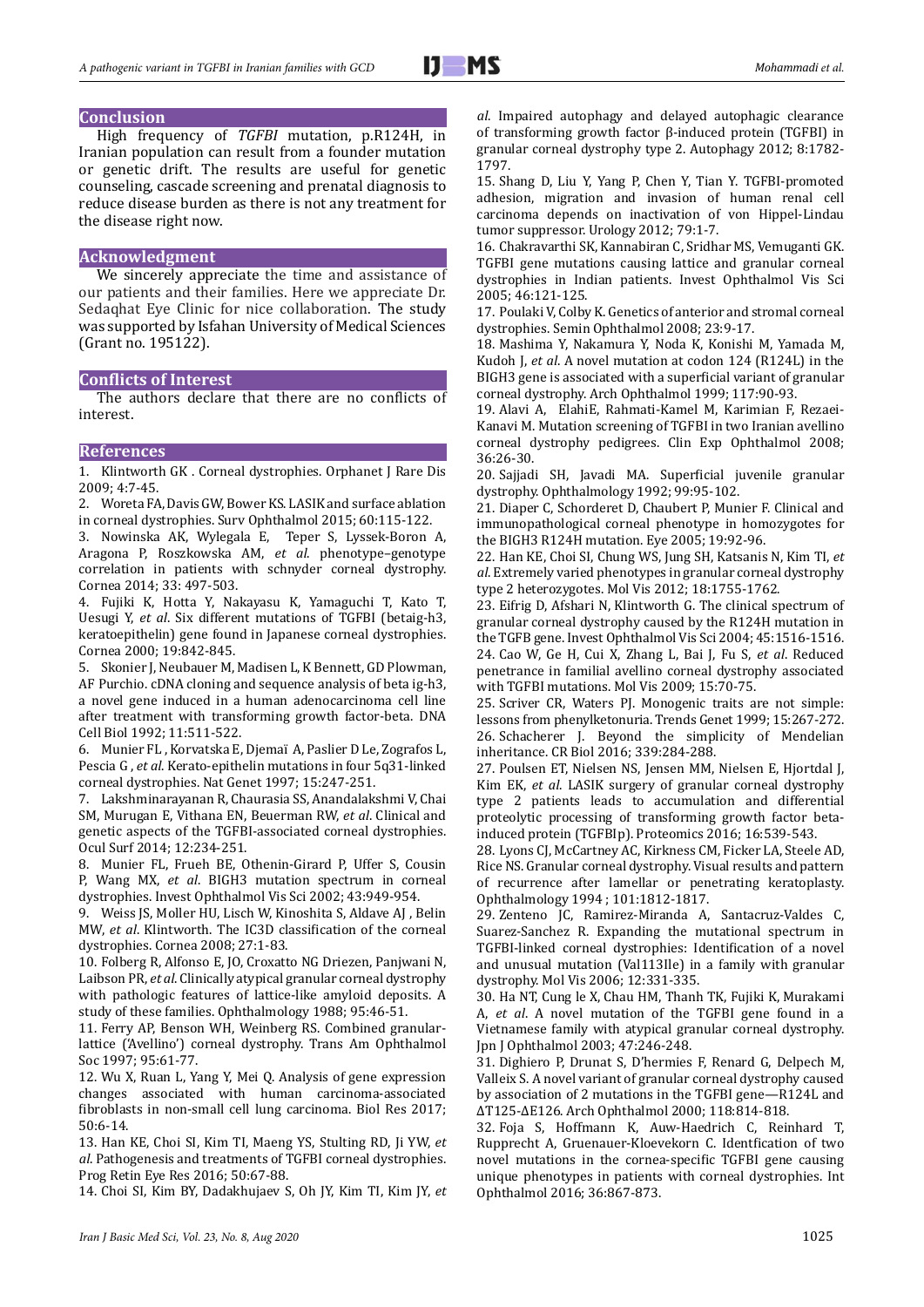## Conclusion

High frequency of *TGFBI* mutation, p.R124H, in Iranian population can result from a founder mutation or genetic drift. The results are useful for genetic counseling, cascade screening and prenatal diagnosis to reduce disease burden as there is not any treatment for the disease right now.

## Acknowledgment

We sincerely appreciate the time and assistance of our patients and their families. Here we appreciate Dr. Sedaqhat Eye Clinic for nice collaboration. The study was supported by Isfahan University of Medical Sciences (Grant no. 195122).

## Conflicts of Interest

The authors declare that there are no conflicts of interest.

## References

1. Klintworth GK . Corneal dystrophies. Orphanet J Rare Dis 2009; 4:7-45.
2. Woreta FA, Davis GW, Bower KS. LASIK and surface ablation in corneal dystrophies. Surv Ophthalmol 2015; 60:115-122.
3. Nowinska AK, Wylegala E, Teper S, Lyssek-Boron A, Aragona P, Roszkowska AM, *et al*. phenotype–genotype correlation in patients with schnyder corneal dystrophy. Cornea 2014; 33: 497-503.
4. Fujiki K, Hotta Y, Nakayasu K, Yamaguchi T, Kato T, Uesugi Y, *et al*. Six different mutations of TGFBI (betaig-h3, keratoepithelin) gene found in Japanese corneal dystrophies. Cornea 2000; 19:842-845.
5. Skonier J, Neubauer M, Madisen L, K Bennett, GD Plowman, AF Purchio. cDNA cloning and sequence analysis of beta ig-h3, a novel gene induced in a human adenocarcinoma cell line after treatment with transforming growth factor-beta. DNA Cell Biol 1992; 11:511-522.
6. Munier FL , Korvatska E, Djemaï A, Paslier D Le, Zografos L, Pescia G , *et al.* Kerato-epithelin mutations in four 5q31-linked corneal dystrophies. Nat Genet 1997; 15:247-251.
7. Lakshminarayanan R, Chaurasia SS, Anandalakshmi V, Chai SM, Murugan E, Vithana EN, Beuerman RW, *et al*. Clinical and genetic aspects of the TGFBI-associated corneal dystrophies. Ocul Surf 2014; 12:234-251.
8. Munier FL, Frueh BE, Othenin-Girard P, Uffer S, Cousin P, Wang MX, *et al*. BIGH3 mutation spectrum in corneal dystrophies. Invest Ophthalmol Vis Sci 2002; 43:949-954.
9. Weiss JS, Moller HU, Lisch W, Kinoshita S, Aldave AJ , Belin MW, *et al*. Klintworth. The IC3D classification of the corneal dystrophies. Cornea 2008; 27:1-83.
10. Folberg R, Alfonso E, JO, Croxatto NG Driezen, Panjwani N, Laibson PR, *et al*. Clinically atypical granular corneal dystrophy with pathologic features of lattice-like amyloid deposits. A study of these families. Ophthalmology 1988; 95:46-51.
11. Ferry AP, Benson WH, Weinberg RS. Combined granular-lattice ('Avellino') corneal dystrophy. Trans Am Ophthalmol Soc 1997; 95:61-77.
12. Wu X, Ruan L, Yang Y, Mei Q. Analysis of gene expression changes associated with human carcinoma-associated fibroblasts in non-small cell lung carcinoma. Biol Res 2017; 50:6-14.
13. Han KE, Choi SI, Kim TI, Maeng YS, Stulting RD, Ji YW, *et al.* Pathogenesis and treatments of TGFBI corneal dystrophies. Prog Retin Eye Res 2016; 50:67-88.
14. Choi SI, Kim BY, Dadakhujaev S, Oh JY, Kim TI, Kim JY, *et al*. Impaired autophagy and delayed autophagic clearance of transforming growth factor β-induced protein (TGFBI) in granular corneal dystrophy type 2. Autophagy 2012; 8:1782-1797.
15. Shang D, Liu Y, Yang P, Chen Y, Tian Y. TGFBI-promoted adhesion, migration and invasion of human renal cell carcinoma depends on inactivation of von Hippel-Lindau tumor suppressor. Urology 2012; 79:1-7.
16. Chakravarthi SK, Kannabiran C, Sridhar MS, Vemuganti GK. TGFBI gene mutations causing lattice and granular corneal dystrophies in Indian patients. Invest Ophthalmol Vis Sci 2005; 46:121-125.
17. Poulaki V, Colby K. Genetics of anterior and stromal corneal dystrophies. Semin Ophthalmol 2008; 23:9-17.
18. Mashima Y, Nakamura Y, Noda K, Konishi M, Yamada M, Kudoh J, *et al*. A novel mutation at codon 124 (R124L) in the BIGH3 gene is associated with a superficial variant of granular corneal dystrophy. Arch Ophthalmol 1999; 117:90-93.
19. Alavi A, ElahiE, Rahmati-Kamel M, Karimian F, Rezaei-Kanavi M. Mutation screening of TGFBI in two Iranian avellino corneal dystrophy pedigrees. Clin Exp Ophthalmol 2008; 36:26-30.
20. Sajjadi SH, Javadi MA. Superficial juvenile granular dystrophy. Ophthalmology 1992; 99:95-102.
21. Diaper C, Schorderet D, Chaubert P, Munier F. Clinical and immunopathological corneal phenotype in homozygotes for the BIGH3 R124H mutation. Eye 2005; 19:92-96.
22. Han KE, Choi SI, Chung WS, Jung SH, Katsanis N, Kim TI, *et al*. Extremely varied phenotypes in granular corneal dystrophy type 2 heterozygotes. Mol Vis 2012; 18:1755-1762.
23. Eifrig D, Afshari N, Klintworth G. The clinical spectrum of granular corneal dystrophy caused by the R124H mutation in the TGFB gene. Invest Ophthalmol Vis Sci 2004; 45:1516-1516.
24. Cao W, Ge H, Cui X, Zhang L, Bai J, Fu S, *et al*. Reduced penetrance in familial avellino corneal dystrophy associated with TGFBI mutations. Mol Vis 2009; 15:70-75.
25. Scriver CR, Waters PJ. Monogenic traits are not simple: lessons from phenylketonuria. Trends Genet 1999; 15:267-272.
26. Schacherer J. Beyond the simplicity of Mendelian inheritance. CR Biol 2016; 339:284-288.
27. Poulsen ET, Nielsen NS, Jensen MM, Nielsen E, Hjortdal J, Kim EK, *et al*. LASIK surgery of granular corneal dystrophy type 2 patients leads to accumulation and differential proteolytic processing of transforming growth factor beta-induced protein (TGFBIp). Proteomics 2016; 16:539-543.
28. Lyons CJ, McCartney AC, Kirkness CM, Ficker LA, Steele AD, Rice NS. Granular corneal dystrophy. Visual results and pattern of recurrence after lamellar or penetrating keratoplasty. Ophthalmology 1994 ; 101:1812-1817.
29. Zenteno JC, Ramirez-Miranda A, Santacruz-Valdes C, Suarez-Sanchez R. Expanding the mutational spectrum in TGFBI-linked corneal dystrophies: Identification of a novel and unusual mutation (Val113Ile) in a family with granular dystrophy. Mol Vis 2006; 12:331-335.
30. Ha NT, Cung le X, Chau HM, Thanh TK, Fujiki K, Murakami A, *et al*. A novel mutation of the TGFBI gene found in a Vietnamese family with atypical granular corneal dystrophy. Jpn J Ophthalmol 2003; 47:246-248.
31. Dighiero P, Drunat S, D'hermies F, Renard G, Delpech M, Valleix S. A novel variant of granular corneal dystrophy caused by association of 2 mutations in the TGFBI gene—R124L and ΔT125-ΔE126. Arch Ophthalmol 2000; 118:814-818.
32. Foja S, Hoffmann K, Auw-Haedrich C, Reinhard T, Rupprecht A, Gruenauer-Kloevekorn C. Identfication of two novel mutations in the cornea-specific TGFBI gene causing unique phenotypes in patients with corneal dystrophies. Int Ophthalmol 2016; 36:867-873.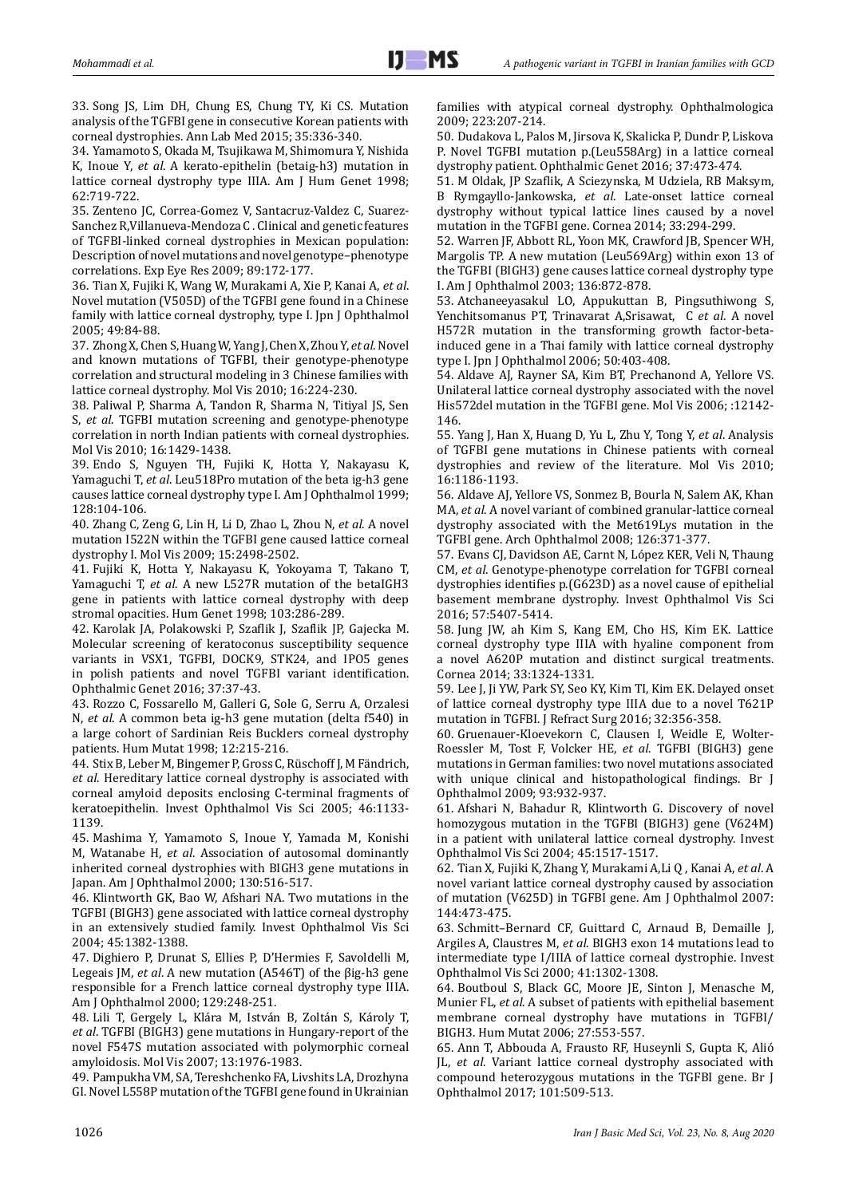33. Song JS, Lim DH, Chung ES, Chung TY, Ki CS. Mutation analysis of the TGFBI gene in consecutive Korean patients with corneal dystrophies. Ann Lab Med 2015; 35:336-340.

34. Yamamoto S, Okada M, Tsujikawa M, Shimomura Y, Nishida K, Inoue Y, *et al*. A kerato-epithelin (betaig-h3) mutation in lattice corneal dystrophy type IIIA. Am J Hum Genet 1998; 62:719-722.

35. Zenteno JC, Correa-Gomez V, Santacruz-Valdez C, Suarez-Sanchez R,Villanueva-Mendoza C . Clinical and genetic features of TGFBI-linked corneal dystrophies in Mexican population: Description of novel mutations and novel genotype–phenotype correlations. Exp Eye Res 2009; 89:172-177.

36. Tian X, Fujiki K, Wang W, Murakami A, Xie P, Kanai A, *et al*. Novel mutation (V505D) of the TGFBI gene found in a Chinese family with lattice corneal dystrophy, type I. Jpn J Ophthalmol 2005; 49:84-88.

37. Zhong X, Chen S, Huang W, Yang J, Chen X, Zhou Y, *et al*. Novel and known mutations of TGFBI, their genotype-phenotype correlation and structural modeling in 3 Chinese families with lattice corneal dystrophy. Mol Vis 2010; 16:224-230.

38. Paliwal P, Sharma A, Tandon R, Sharma N, Titiyal JS, Sen S, *et al*. TGFBI mutation screening and genotype-phenotype correlation in north Indian patients with corneal dystrophies. Mol Vis 2010; 16:1429-1438.

39. Endo S, Nguyen TH, Fujiki K, Hotta Y, Nakayasu K, Yamaguchi T, *et al*. Leu518Pro mutation of the beta ig-h3 gene causes lattice corneal dystrophy type I. Am J Ophthalmol 1999; 128:104-106.

40. Zhang C, Zeng G, Lin H, Li D, Zhao L, Zhou N, *et al*. A novel mutation I522N within the TGFBI gene caused lattice corneal dystrophy I. Mol Vis 2009; 15:2498-2502.

41. Fujiki K, Hotta Y, Nakayasu K, Yokoyama T, Takano T, Yamaguchi T, *et al*. A new L527R mutation of the betaIGH3 gene in patients with lattice corneal dystrophy with deep stromal opacities. Hum Genet 1998; 103:286-289.

42. Karolak JA, Polakowski P, Szaflik J, Szaflik JP, Gajecka M. Molecular screening of keratoconus susceptibility sequence variants in VSX1, TGFBI, DOCK9, STK24, and IPO5 genes in polish patients and novel TGFBI variant identification. Ophthalmic Genet 2016; 37:37-43.

43. Rozzo C, Fossarello M, Galleri G, Sole G, Serru A, Orzalesi N, *et al*. A common beta ig-h3 gene mutation (delta f540) in a large cohort of Sardinian Reis Bucklers corneal dystrophy patients. Hum Mutat 1998; 12:215-216.

44. Stix B, Leber M, Bingemer P, Gross C, Rüschoff J, M Fändrich, *et al*. Hereditary lattice corneal dystrophy is associated with corneal amyloid deposits enclosing C-terminal fragments of keratoepithelin. Invest Ophthalmol Vis Sci 2005; 46:1133-1139.

45. Mashima Y, Yamamoto S, Inoue Y, Yamada M, Konishi M, Watanabe H, *et al*. Association of autosomal dominantly inherited corneal dystrophies with BIGH3 gene mutations in Japan. Am J Ophthalmol 2000; 130:516-517.

46. Klintworth GK, Bao W, Afshari NA. Two mutations in the TGFBI (BIGH3) gene associated with lattice corneal dystrophy in an extensively studied family. Invest Ophthalmol Vis Sci 2004; 45:1382-1388.

47. Dighiero P, Drunat S, Ellies P, D'Hermies F, Savoldelli M, Legeais JM, *et al*. A new mutation (A546T) of the βig-h3 gene responsible for a French lattice corneal dystrophy type IIIA. Am J Ophthalmol 2000; 129:248-251.

48. Lili T, Gergely L, Klára M, István B, Zoltán S, Károly T, *et al*. TGFBI (BIGH3) gene mutations in Hungary-report of the novel F547S mutation associated with polymorphic corneal amyloidosis. Mol Vis 2007; 13:1976-1983.

49. Pampukha VM, SA, Tereshchenko FA, Livshits LA, Drozhyna GI. Novel L558P mutation of the TGFBI gene found in Ukrainian families with atypical corneal dystrophy. Ophthalmologica 2009; 223:207-214.

50. Dudakova L, Palos M, Jirsova K, Skalicka P, Dundr P, Liskova P. Novel TGFBI mutation p.(Leu558Arg) in a lattice corneal dystrophy patient. Ophthalmic Genet 2016; 37:473-474.

51. M Oldak, JP Szaflik, A Sciezynska, M Udziela, RB Maksym, B Rymgayllo-Jankowska, *et al*. Late-onset lattice corneal dystrophy without typical lattice lines caused by a novel mutation in the TGFBI gene. Cornea 2014; 33:294-299.

52. Warren JF, Abbott RL, Yoon MK, Crawford JB, Spencer WH, Margolis TP. A new mutation (Leu569Arg) within exon 13 of the TGFBI (BIGH3) gene causes lattice corneal dystrophy type I. Am J Ophthalmol 2003; 136:872-878.

53. Atchaneeyasakul LO, Appukuttan B, Pingsuthiwong S, Yenchitsomanus PT, Trinavarat A,Srisawat, C *et al*. A novel H572R mutation in the transforming growth factor-beta-induced gene in a Thai family with lattice corneal dystrophy type I. Jpn J Ophthalmol 2006; 50:403-408.

54. Aldave AJ, Rayner SA, Kim BT, Prechanond A, Yellore VS. Unilateral lattice corneal dystrophy associated with the novel His572del mutation in the TGFBI gene. Mol Vis 2006; :12142-146.

55. Yang J, Han X, Huang D, Yu L, Zhu Y, Tong Y, *et al*. Analysis of TGFBI gene mutations in Chinese patients with corneal dystrophies and review of the literature. Mol Vis 2010; 16:1186-1193.

56. Aldave AJ, Yellore VS, Sonmez B, Bourla N, Salem AK, Khan MA, *et al*. A novel variant of combined granular-lattice corneal dystrophy associated with the Met619Lys mutation in the TGFBI gene. Arch Ophthalmol 2008; 126:371-377.

57. Evans CJ, Davidson AE, Carnt N, López KER, Veli N, Thaung CM, *et al*. Genotype-phenotype correlation for TGFBI corneal dystrophies identifies p.(G623D) as a novel cause of epithelial basement membrane dystrophy. Invest Ophthalmol Vis Sci 2016; 57:5407-5414.

58. Jung JW, ah Kim S, Kang EM, Cho HS, Kim EK. Lattice corneal dystrophy type IIIA with hyaline component from a novel A620P mutation and distinct surgical treatments. Cornea 2014; 33:1324-1331.

59. Lee J, Ji YW, Park SY, Seo KY, Kim TI, Kim EK. Delayed onset of lattice corneal dystrophy type IIIA due to a novel T621P mutation in TGFBI. J Refract Surg 2016; 32:356-358.

60. Gruenauer-Kloevekorn C, Clausen I, Weidle E, Wolter-Roessler M, Tost F, Volcker HE, *et al*. TGFBI (BIGH3) gene mutations in German families: two novel mutations associated with unique clinical and histopathological findings. Br J Ophthalmol 2009; 93:932-937.

61. Afshari N, Bahadur R, Klintworth G. Discovery of novel homozygous mutation in the TGFBI (BIGH3) gene (V624M) in a patient with unilateral lattice corneal dystrophy. Invest Ophthalmol Vis Sci 2004; 45:1517-1517.

62. Tian X, Fujiki K, Zhang Y, Murakami A,Li Q , Kanai A, *et al*. A novel variant lattice corneal dystrophy caused by association of mutation (V625D) in TGFBI gene. Am J Ophthalmol 2007: 144:473-475.

63. Schmitt–Bernard CF, Guittard C, Arnaud B, Demaille J, Argiles A, Claustres M, *et al*. BIGH3 exon 14 mutations lead to intermediate type I/IIIA of lattice corneal dystrophie. Invest Ophthalmol Vis Sci 2000; 41:1302-1308.

64. Boutboul S, Black GC, Moore JE, Sinton J, Menasche M, Munier FL, *et al*. A subset of patients with epithelial basement membrane corneal dystrophy have mutations in TGFBI/BIGH3. Hum Mutat 2006; 27:553-557.

65. Ann T, Abbouda A, Frausto RF, Huseynli S, Gupta K, Alió JL, *et al*. Variant lattice corneal dystrophy associated with compound heterozygous mutations in the TGFBI gene. Br J Ophthalmol 2017; 101:509-513.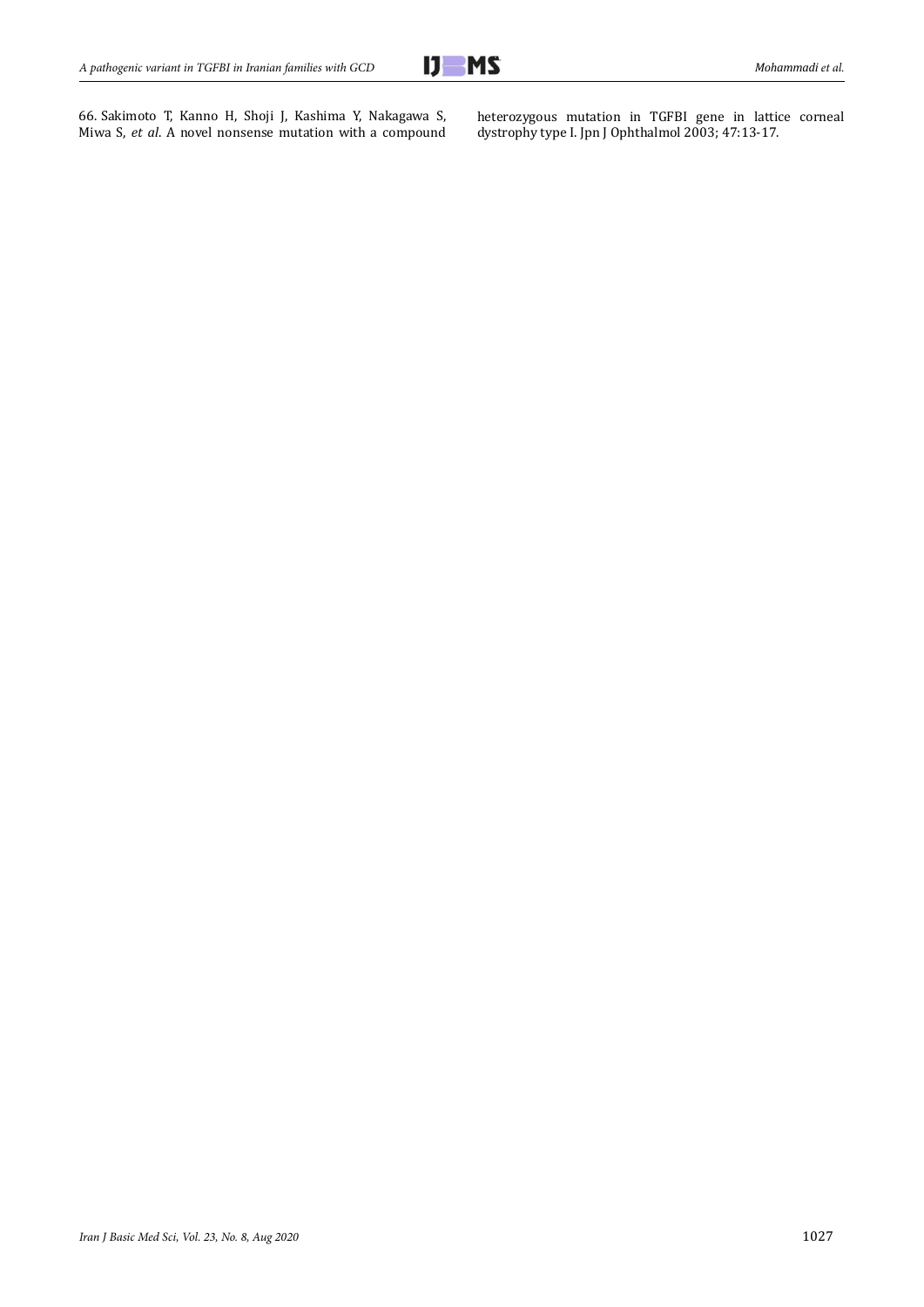66. Sakimoto T, Kanno H, Shoji J, Kashima Y, Nakagawa S, Miwa S, *et al*. A novel nonsense mutation with a compound heterozygous mutation in TGFBI gene in lattice corneal dystrophy type I. Jpn J Ophthalmol 2003; 47:13-17.